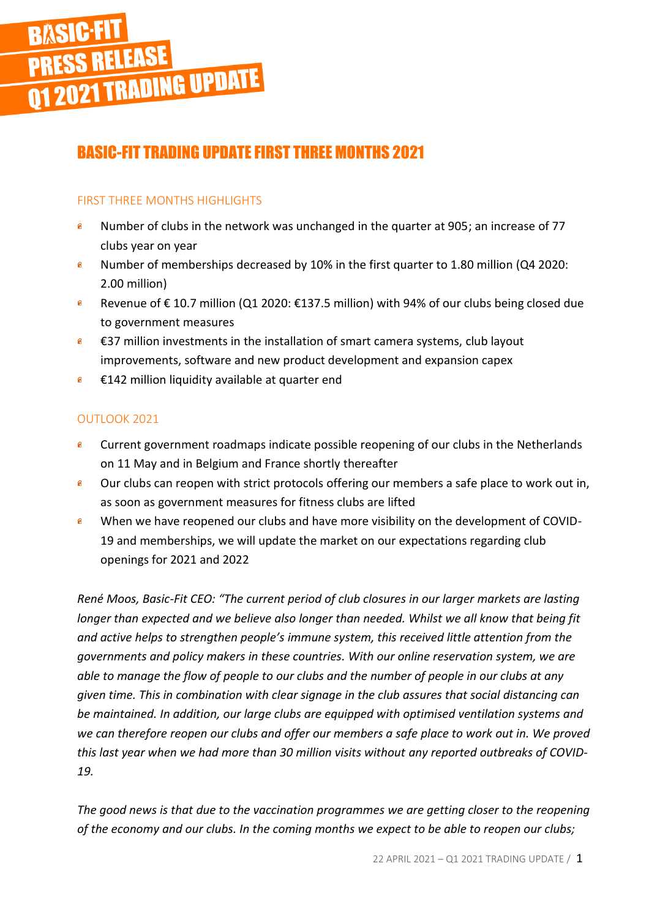# BASIC-FIT PRESS RELEASE Q1 2021 TRADING UPDATE

## BASIC-FIT TRADING UPDATE FIRST THREE MONTHS 2021

### FIRST THREE MONTHS HIGHLIGHTS

- Number of clubs in the network was unchanged in the quarter at 905; an increase of 77 clubs year on year
- Number of memberships decreased by 10% in the first quarter to 1.80 million (Q4 2020: 2.00 million)
- Revenue of € 10.7 million (Q1 2020: €137.5 million) with 94% of our clubs being closed due to government measures
- €37 million investments in the installation of smart camera systems, club layout improvements, software and new product development and expansion capex
- €142 million liquidity available at quarter end

### OUTLOOK 2021

- Current government roadmaps indicate possible reopening of our clubs in the Netherlands on 11 May and in Belgium and France shortly thereafter
- Our clubs can reopen with strict protocols offering our members a safe place to work out in, as soon as government measures for fitness clubs are lifted
- When we have reopened our clubs and have more visibility on the development of COVID-19 and memberships, we will update the market on our expectations regarding club openings for 2021 and 2022

*René Moos, Basic-Fit CEO: "The current period of club closures in our larger markets are lasting longer than expected and we believe also longer than needed. Whilst we all know that being fit and active helps to strengthen people's immune system, this received little attention from the governments and policy makers in these countries. With our online reservation system, we are able to manage the flow of people to our clubs and the number of people in our clubs at any given time. This in combination with clear signage in the club assures that social distancing can be maintained. In addition, our large clubs are equipped with optimised ventilation systems and we can therefore reopen our clubs and offer our members a safe place to work out in. We proved this last year when we had more than 30 million visits without any reported outbreaks of COVID-19.*

*The good news is that due to the vaccination programmes we are getting closer to the reopening of the economy and our clubs. In the coming months we expect to be able to reopen our clubs;*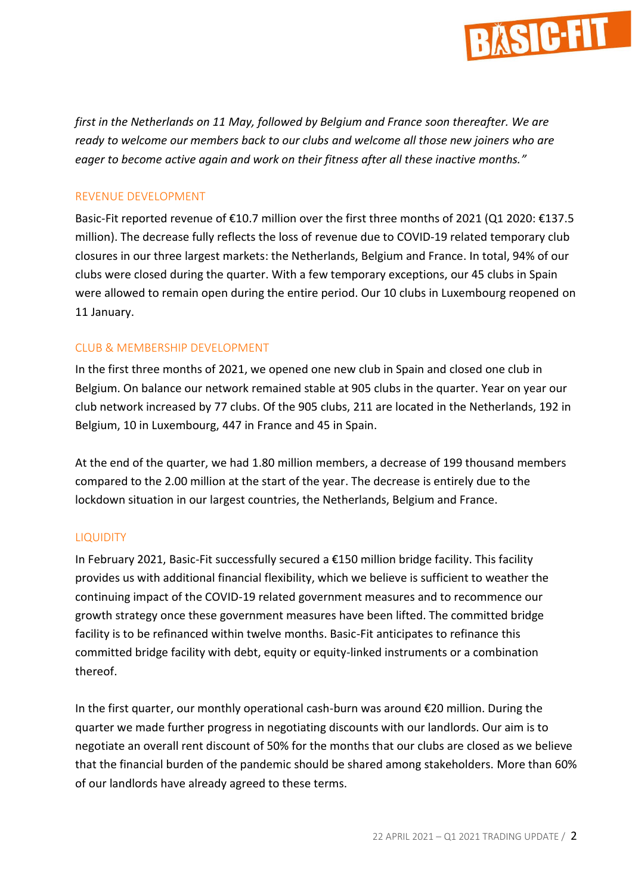*first in the Netherlands on 11 May, followed by Belgium and France soon thereafter. We are ready to welcome our members back to our clubs and welcome all those new joiners who are eager to become active again and work on their fitness after all these inactive months."*

## REVENUE DEVELOPMENT

Basic-Fit reported revenue of €10.7 million over the first three months of 2021 (Q1 2020: €137.5 million). The decrease fully reflects the loss of revenue due to COVID-19 related temporary club closures in our three largest markets: the Netherlands, Belgium and France. In total, 94% of our clubs were closed during the quarter. With a few temporary exceptions, our 45 clubs in Spain were allowed to remain open during the entire period. Our 10 clubs in Luxembourg reopened on 11 January.

## CLUB & MEMBERSHIP DEVELOPMENT

In the first three months of 2021, we opened one new club in Spain and closed one club in Belgium. On balance our network remained stable at 905 clubs in the quarter. Year on year our club network increased by 77 clubs. Of the 905 clubs, 211 are located in the Netherlands, 192 in Belgium, 10 in Luxembourg, 447 in France and 45 in Spain.

At the end of the quarter, we had 1.80 million members, a decrease of 199 thousand members compared to the 2.00 million at the start of the year. The decrease is entirely due to the lockdown situation in our largest countries, the Netherlands, Belgium and France.

## LIQUIDITY

In February 2021, Basic-Fit successfully secured a €150 million bridge facility. This facility provides us with additional financial flexibility, which we believe is sufficient to weather the continuing impact of the COVID-19 related government measures and to recommence our growth strategy once these government measures have been lifted. The committed bridge facility is to be refinanced within twelve months. Basic-Fit anticipates to refinance this committed bridge facility with debt, equity or equity-linked instruments or a combination thereof.

In the first quarter, our monthly operational cash-burn was around €20 million. During the quarter we made further progress in negotiating discounts with our landlords. Our aim is to negotiate an overall rent discount of 50% for the months that our clubs are closed as we believe that the financial burden of the pandemic should be shared among stakeholders. More than 60% of our landlords have already agreed to these terms.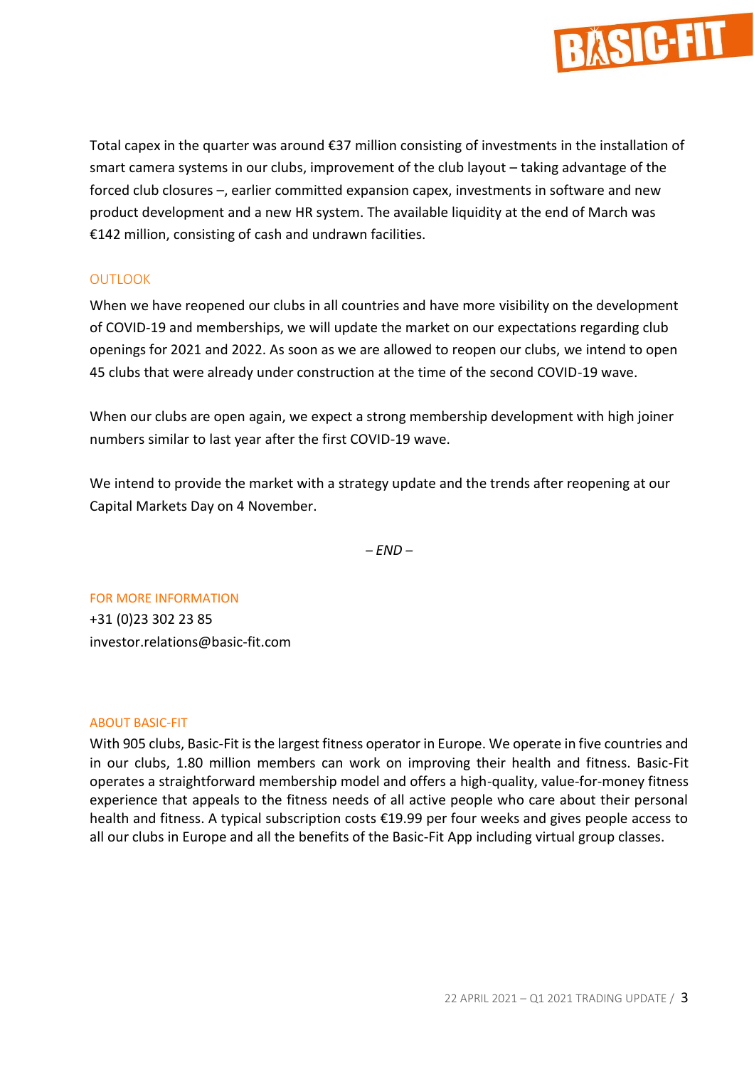Total capex in the quarter was around €37 million consisting of investments in the installation of smart camera systems in our clubs, improvement of the club layout – taking advantage of the forced club closures –, earlier committed expansion capex, investments in software and new product development and a new HR system. The available liquidity at the end of March was €142 million, consisting of cash and undrawn facilities.

## OUTLOOK

When we have reopened our clubs in all countries and have more visibility on the development of COVID-19 and memberships, we will update the market on our expectations regarding club openings for 2021 and 2022. As soon as we are allowed to reopen our clubs, we intend to open 45 clubs that were already under construction at the time of the second COVID-19 wave.

When our clubs are open again, we expect a strong membership development with high joiner numbers similar to last year after the first COVID-19 wave.

We intend to provide the market with a strategy update and the trends after reopening at our Capital Markets Day on 4 November.

*– END –*

## FOR MORE INFORMATION

+31 (0)23 302 23 85
investor.relations@basic-fit.com

## ABOUT BASIC-FIT

With 905 clubs, Basic-Fit is the largest fitness operator in Europe. We operate in five countries and in our clubs, 1.80 million members can work on improving their health and fitness. Basic-Fit operates a straightforward membership model and offers a high-quality, value-for-money fitness experience that appeals to the fitness needs of all active people who care about their personal health and fitness. A typical subscription costs €19.99 per four weeks and gives people access to all our clubs in Europe and all the benefits of the Basic-Fit App including virtual group classes.